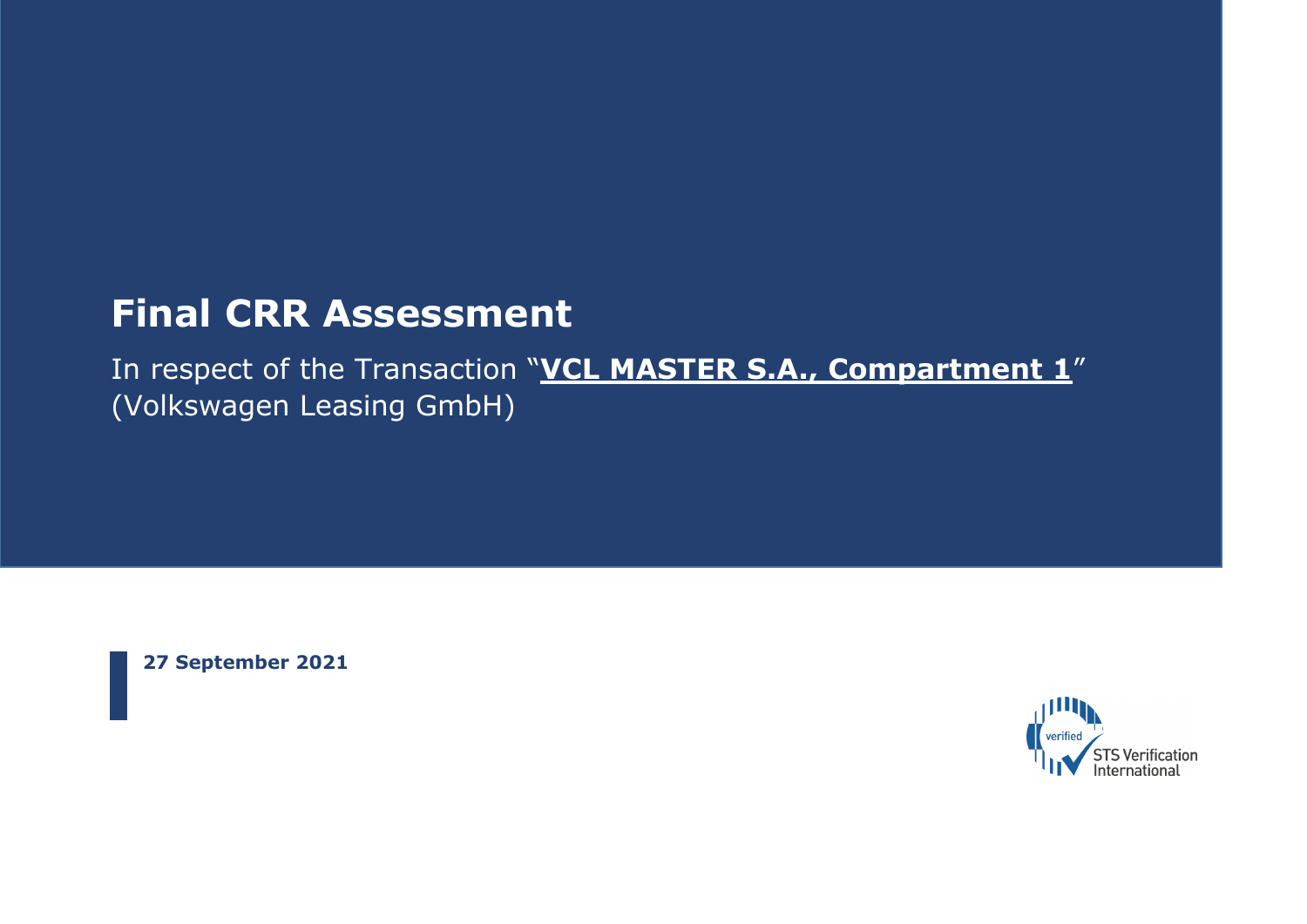# Final CRR Assessment

In respect of the Transaction "**VCL MASTER S.A., Compartment 1**" (Volkswagen Leasing GmbH)

**27 September 2021**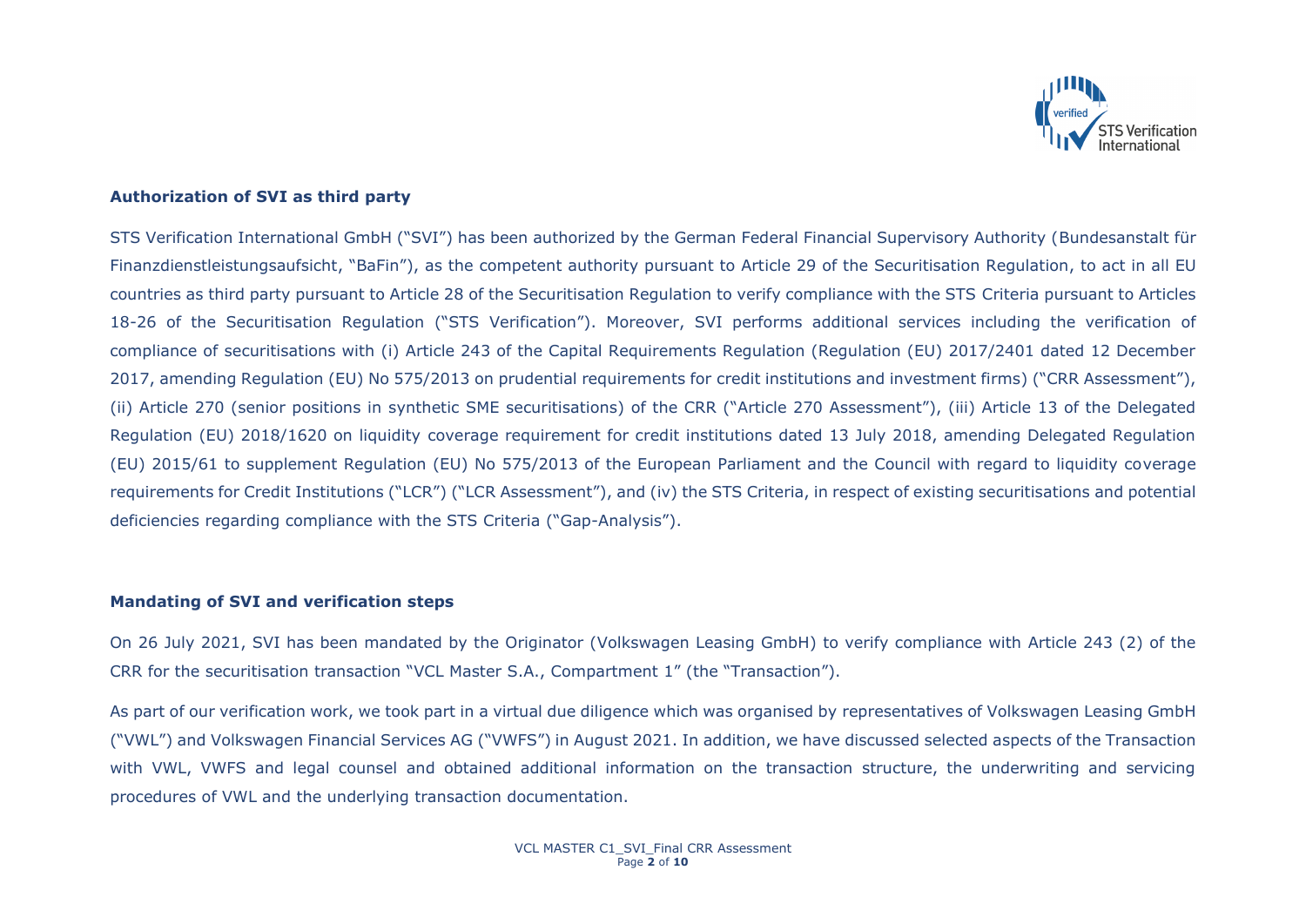## Authorization of SVI as third party

STS Verification International GmbH ("SVI") has been authorized by the German Federal Financial Supervisory Authority (Bundesanstalt für Finanzdienstleistungsaufsicht, "BaFin"), as the competent authority pursuant to Article 29 of the Securitisation Regulation, to act in all EU countries as third party pursuant to Article 28 of the Securitisation Regulation to verify compliance with the STS Criteria pursuant to Articles 18-26 of the Securitisation Regulation ("STS Verification"). Moreover, SVI performs additional services including the verification of compliance of securitisations with (i) Article 243 of the Capital Requirements Regulation (Regulation (EU) 2017/2401 dated 12 December 2017, amending Regulation (EU) No 575/2013 on prudential requirements for credit institutions and investment firms) ("CRR Assessment"), (ii) Article 270 (senior positions in synthetic SME securitisations) of the CRR ("Article 270 Assessment"), (iii) Article 13 of the Delegated Regulation (EU) 2018/1620 on liquidity coverage requirement for credit institutions dated 13 July 2018, amending Delegated Regulation (EU) 2015/61 to supplement Regulation (EU) No 575/2013 of the European Parliament and the Council with regard to liquidity coverage requirements for Credit Institutions ("LCR") ("LCR Assessment"), and (iv) the STS Criteria, in respect of existing securitisations and potential deficiencies regarding compliance with the STS Criteria ("Gap-Analysis").

## Mandating of SVI and verification steps

On 26 July 2021, SVI has been mandated by the Originator (Volkswagen Leasing GmbH) to verify compliance with Article 243 (2) of the CRR for the securitisation transaction "VCL Master S.A., Compartment 1" (the "Transaction").

As part of our verification work, we took part in a virtual due diligence which was organised by representatives of Volkswagen Leasing GmbH ("VWL") and Volkswagen Financial Services AG ("VWFS") in August 2021. In addition, we have discussed selected aspects of the Transaction with VWL, VWFS and legal counsel and obtained additional information on the transaction structure, the underwriting and servicing procedures of VWL and the underlying transaction documentation.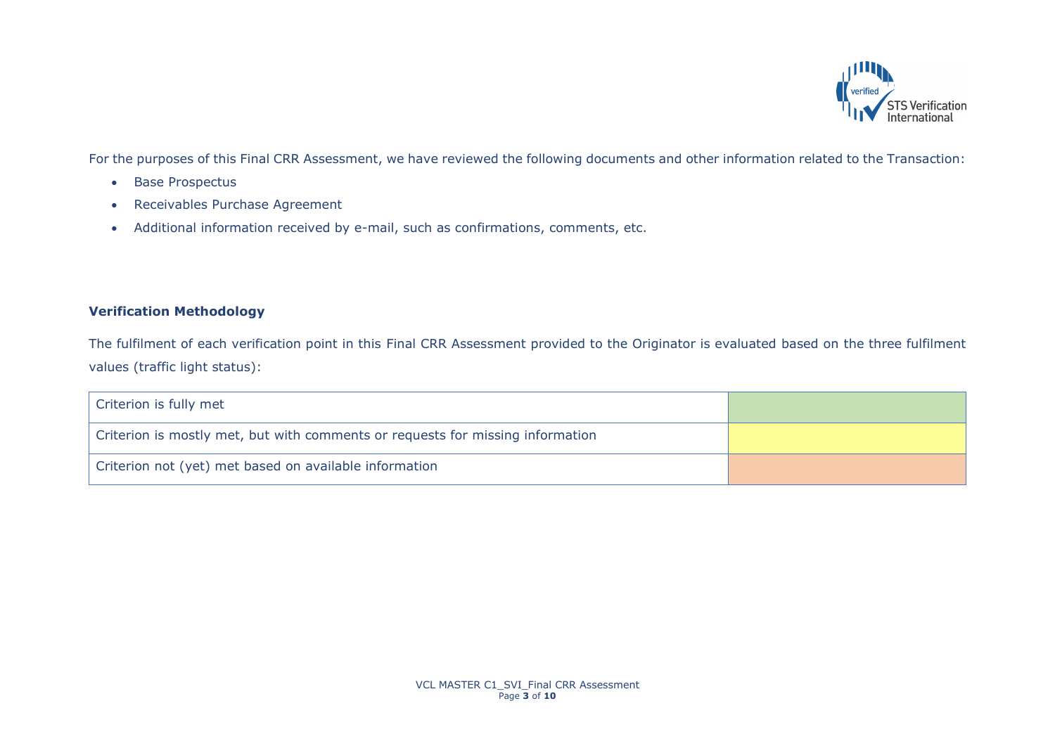For the purposes of this Final CRR Assessment, we have reviewed the following documents and other information related to the Transaction:

- Base Prospectus
- Receivables Purchase Agreement
- Additional information received by e-mail, such as confirmations, comments, etc.

**Verification Methodology**

The fulfilment of each verification point in this Final CRR Assessment provided to the Originator is evaluated based on the three fulfilment values (traffic light status):

| Criterion | Status |
|---|---|
| Criterion is fully met | (green) |
| Criterion is mostly met, but with comments or requests for missing information | (yellow) |
| Criterion not (yet) met based on available information | (orange) |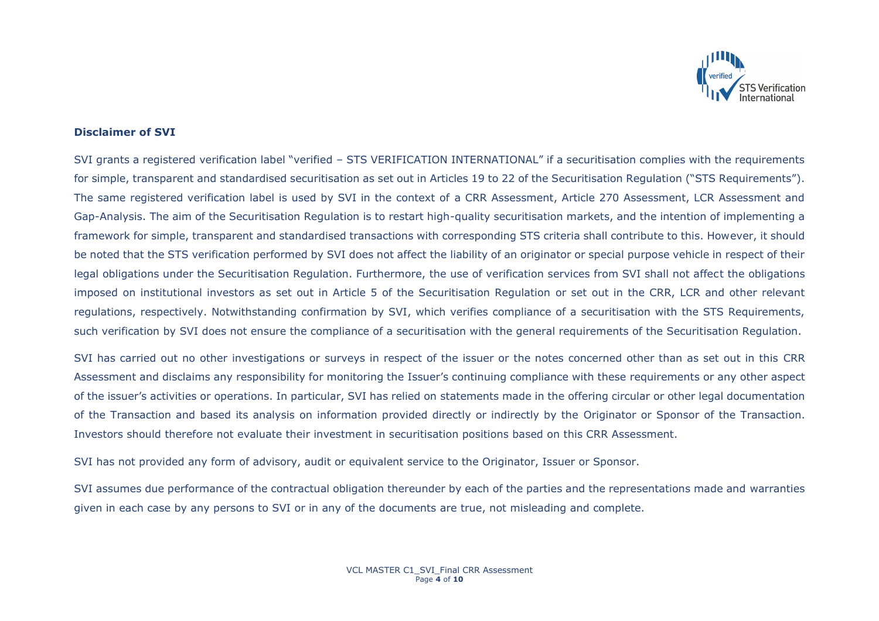**Disclaimer of SVI**

SVI grants a registered verification label "verified – STS VERIFICATION INTERNATIONAL" if a securitisation complies with the requirements for simple, transparent and standardised securitisation as set out in Articles 19 to 22 of the Securitisation Regulation ("STS Requirements"). The same registered verification label is used by SVI in the context of a CRR Assessment, Article 270 Assessment, LCR Assessment and Gap-Analysis. The aim of the Securitisation Regulation is to restart high-quality securitisation markets, and the intention of implementing a framework for simple, transparent and standardised transactions with corresponding STS criteria shall contribute to this. However, it should be noted that the STS verification performed by SVI does not affect the liability of an originator or special purpose vehicle in respect of their legal obligations under the Securitisation Regulation. Furthermore, the use of verification services from SVI shall not affect the obligations imposed on institutional investors as set out in Article 5 of the Securitisation Regulation or set out in the CRR, LCR and other relevant regulations, respectively. Notwithstanding confirmation by SVI, which verifies compliance of a securitisation with the STS Requirements, such verification by SVI does not ensure the compliance of a securitisation with the general requirements of the Securitisation Regulation.

SVI has carried out no other investigations or surveys in respect of the issuer or the notes concerned other than as set out in this CRR Assessment and disclaims any responsibility for monitoring the Issuer's continuing compliance with these requirements or any other aspect of the issuer's activities or operations. In particular, SVI has relied on statements made in the offering circular or other legal documentation of the Transaction and based its analysis on information provided directly or indirectly by the Originator or Sponsor of the Transaction. Investors should therefore not evaluate their investment in securitisation positions based on this CRR Assessment.

SVI has not provided any form of advisory, audit or equivalent service to the Originator, Issuer or Sponsor.

SVI assumes due performance of the contractual obligation thereunder by each of the parties and the representations made and warranties given in each case by any persons to SVI or in any of the documents are true, not misleading and complete.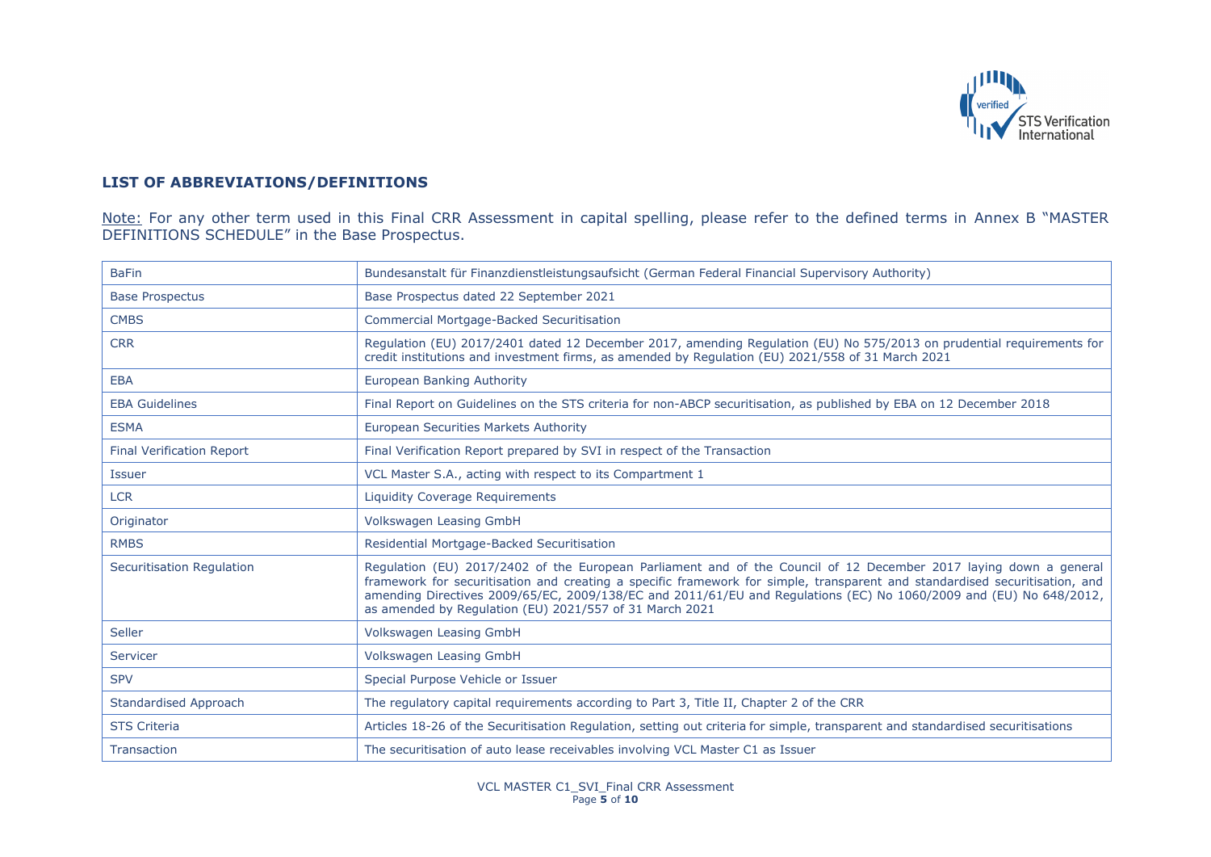## LIST OF ABBREVIATIONS/DEFINITIONS

Note: For any other term used in this Final CRR Assessment in capital spelling, please refer to the defined terms in Annex B "MASTER DEFINITIONS SCHEDULE" in the Base Prospectus.

| Term | Definition |
|---|---|
| BaFin | Bundesanstalt für Finanzdienstleistungsaufsicht (German Federal Financial Supervisory Authority) |
| Base Prospectus | Base Prospectus dated 22 September 2021 |
| CMBS | Commercial Mortgage-Backed Securitisation |
| CRR | Regulation (EU) 2017/2401 dated 12 December 2017, amending Regulation (EU) No 575/2013 on prudential requirements for credit institutions and investment firms, as amended by Regulation (EU) 2021/558 of 31 March 2021 |
| EBA | European Banking Authority |
| EBA Guidelines | Final Report on Guidelines on the STS criteria for non-ABCP securitisation, as published by EBA on 12 December 2018 |
| ESMA | European Securities Markets Authority |
| Final Verification Report | Final Verification Report prepared by SVI in respect of the Transaction |
| Issuer | VCL Master S.A., acting with respect to its Compartment 1 |
| LCR | Liquidity Coverage Requirements |
| Originator | Volkswagen Leasing GmbH |
| RMBS | Residential Mortgage-Backed Securitisation |
| Securitisation Regulation | Regulation (EU) 2017/2402 of the European Parliament and of the Council of 12 December 2017 laying down a general framework for securitisation and creating a specific framework for simple, transparent and standardised securitisation, and amending Directives 2009/65/EC, 2009/138/EC and 2011/61/EU and Regulations (EC) No 1060/2009 and (EU) No 648/2012, as amended by Regulation (EU) 2021/557 of 31 March 2021 |
| Seller | Volkswagen Leasing GmbH |
| Servicer | Volkswagen Leasing GmbH |
| SPV | Special Purpose Vehicle or Issuer |
| Standardised Approach | The regulatory capital requirements according to Part 3, Title II, Chapter 2 of the CRR |
| STS Criteria | Articles 18-26 of the Securitisation Regulation, setting out criteria for simple, transparent and standardised securitisations |
| Transaction | The securitisation of auto lease receivables involving VCL Master C1 as Issuer |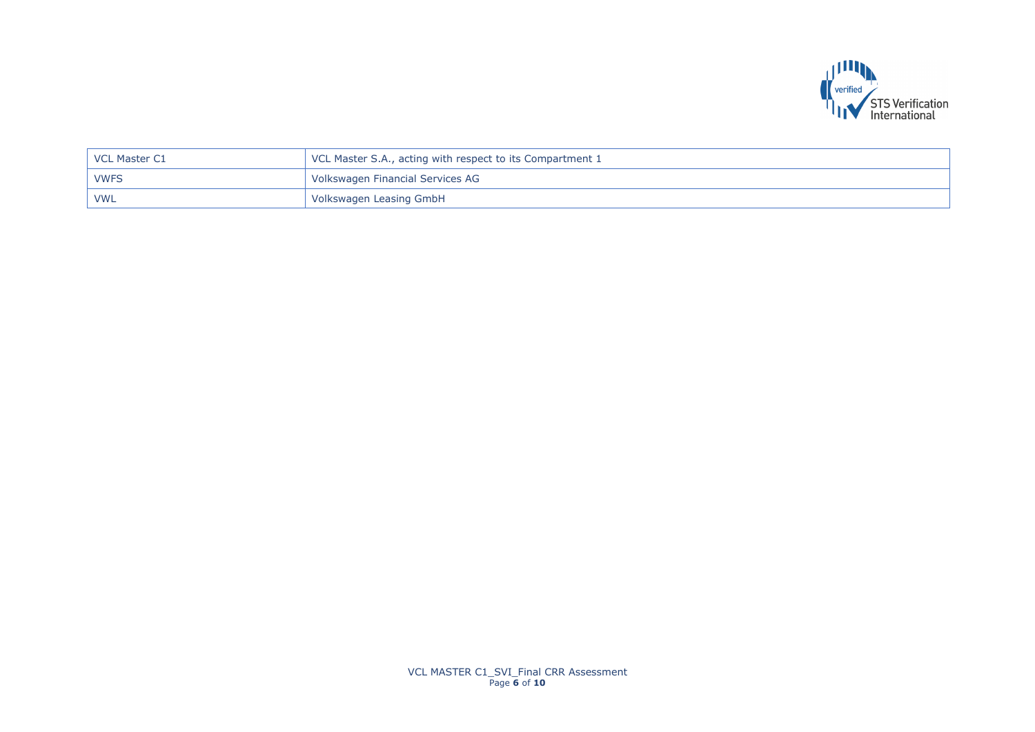| VCL Master C1 | VCL Master S.A., acting with respect to its Compartment 1 |
|---|---|
| VWFS | Volkswagen Financial Services AG |
| VWL | Volkswagen Leasing GmbH |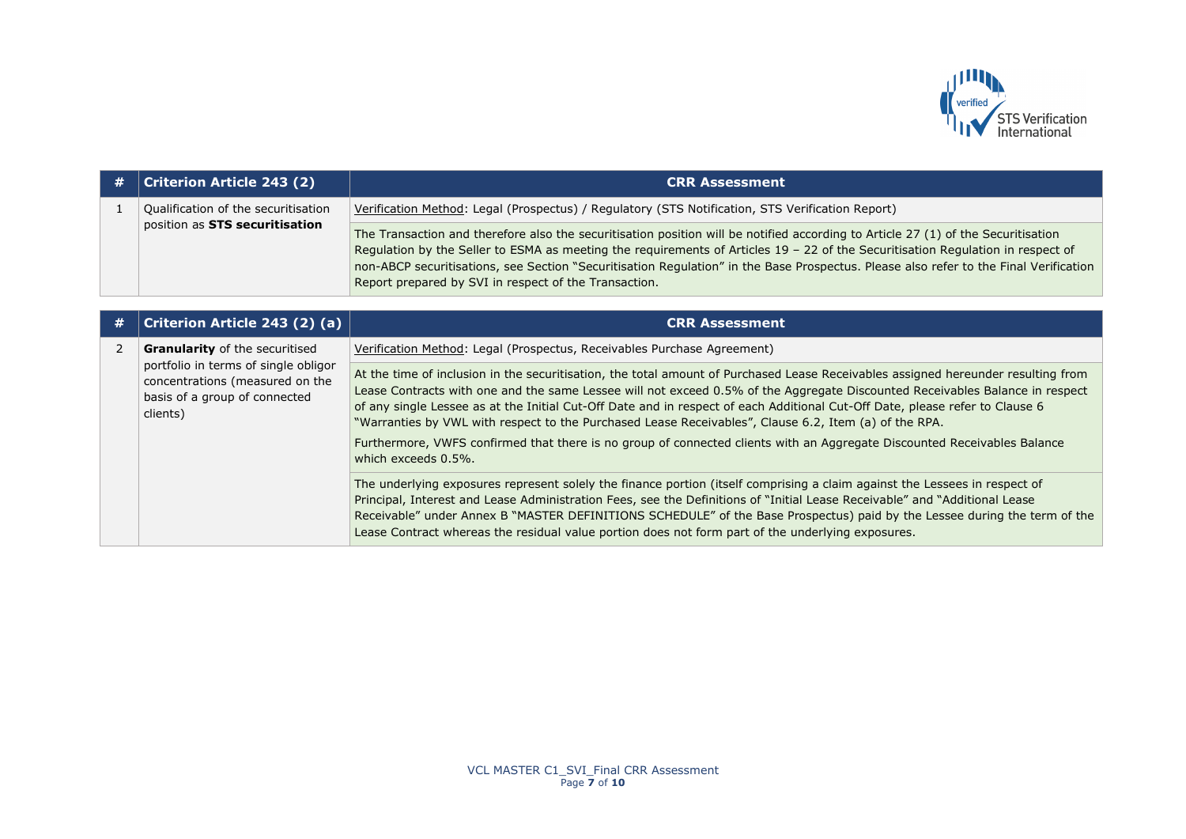| # | Criterion Article 243 (2) | CRR Assessment |
|---|---|---|
| 1 | Qualification of the securitisation position as **STS securitisation** | <u>Verification Method</u>: Legal (Prospectus) / Regulatory (STS Notification, STS Verification Report) |
| | | The Transaction and therefore also the securitisation position will be notified according to Article 27 (1) of the Securitisation Regulation by the Seller to ESMA as meeting the requirements of Articles 19 – 22 of the Securitisation Regulation in respect of non-ABCP securitisations, see Section "Securitisation Regulation" in the Base Prospectus. Please also refer to the Final Verification Report prepared by SVI in respect of the Transaction. |

| # | Criterion Article 243 (2) (a) | CRR Assessment |
|---|---|---|
| 2 | **Granularity** of the securitised portfolio in terms of single obligor concentrations (measured on the basis of a group of connected clients) | <u>Verification Method</u>: Legal (Prospectus, Receivables Purchase Agreement) |
| | | At the time of inclusion in the securitisation, the total amount of Purchased Lease Receivables assigned hereunder resulting from Lease Contracts with one and the same Lessee will not exceed 0.5% of the Aggregate Discounted Receivables Balance in respect of any single Lessee as at the Initial Cut-Off Date and in respect of each Additional Cut-Off Date, please refer to Clause 6 "Warranties by VWL with respect to the Purchased Lease Receivables", Clause 6.2, Item (a) of the RPA.<br><br>Furthermore, VWFS confirmed that there is no group of connected clients with an Aggregate Discounted Receivables Balance which exceeds 0.5%. |
| | | The underlying exposures represent solely the finance portion (itself comprising a claim against the Lessees in respect of Principal, Interest and Lease Administration Fees, see the Definitions of "Initial Lease Receivable" and "Additional Lease Receivable" under Annex B "MASTER DEFINITIONS SCHEDULE" of the Base Prospectus) paid by the Lessee during the term of the Lease Contract whereas the residual value portion does not form part of the underlying exposures. |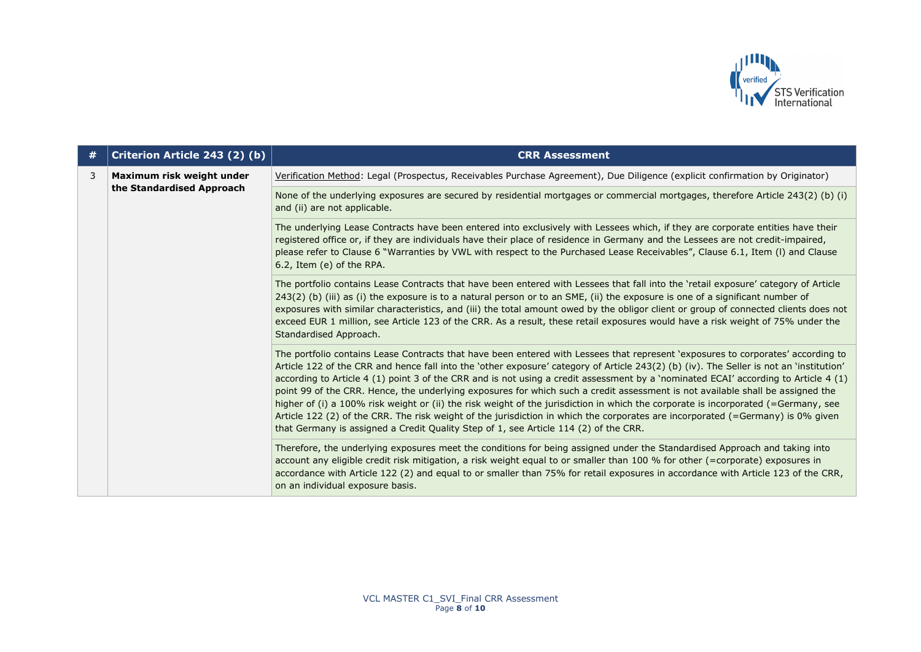| # | Criterion Article 243 (2) (b) | CRR Assessment |
|---|---|---|
| 3 | **Maximum risk weight under the Standardised Approach** | Verification Method: Legal (Prospectus, Receivables Purchase Agreement), Due Diligence (explicit confirmation by Originator) |
| | | None of the underlying exposures are secured by residential mortgages or commercial mortgages, therefore Article 243(2) (b) (i) and (ii) are not applicable. |
| | | The underlying Lease Contracts have been entered into exclusively with Lessees which, if they are corporate entities have their registered office or, if they are individuals have their place of residence in Germany and the Lessees are not credit-impaired, please refer to Clause 6 "Warranties by VWL with respect to the Purchased Lease Receivables", Clause 6.1, Item (l) and Clause 6.2, Item (e) of the RPA. |
| | | The portfolio contains Lease Contracts that have been entered with Lessees that fall into the 'retail exposure' category of Article 243(2) (b) (iii) as (i) the exposure is to a natural person or to an SME, (ii) the exposure is one of a significant number of exposures with similar characteristics, and (iii) the total amount owed by the obligor client or group of connected clients does not exceed EUR 1 million, see Article 123 of the CRR. As a result, these retail exposures would have a risk weight of 75% under the Standardised Approach. |
| | | The portfolio contains Lease Contracts that have been entered with Lessees that represent 'exposures to corporates' according to Article 122 of the CRR and hence fall into the 'other exposure' category of Article 243(2) (b) (iv). The Seller is not an 'institution' according to Article 4 (1) point 3 of the CRR and is not using a credit assessment by a 'nominated ECAI' according to Article 4 (1) point 99 of the CRR. Hence, the underlying exposures for which such a credit assessment is not available shall be assigned the higher of (i) a 100% risk weight or (ii) the risk weight of the jurisdiction in which the corporate is incorporated (=Germany, see Article 122 (2) of the CRR. The risk weight of the jurisdiction in which the corporates are incorporated (=Germany) is 0% given that Germany is assigned a Credit Quality Step of 1, see Article 114 (2) of the CRR. |
| | | Therefore, the underlying exposures meet the conditions for being assigned under the Standardised Approach and taking into account any eligible credit risk mitigation, a risk weight equal to or smaller than 100 % for other (=corporate) exposures in accordance with Article 122 (2) and equal to or smaller than 75% for retail exposures in accordance with Article 123 of the CRR, on an individual exposure basis. |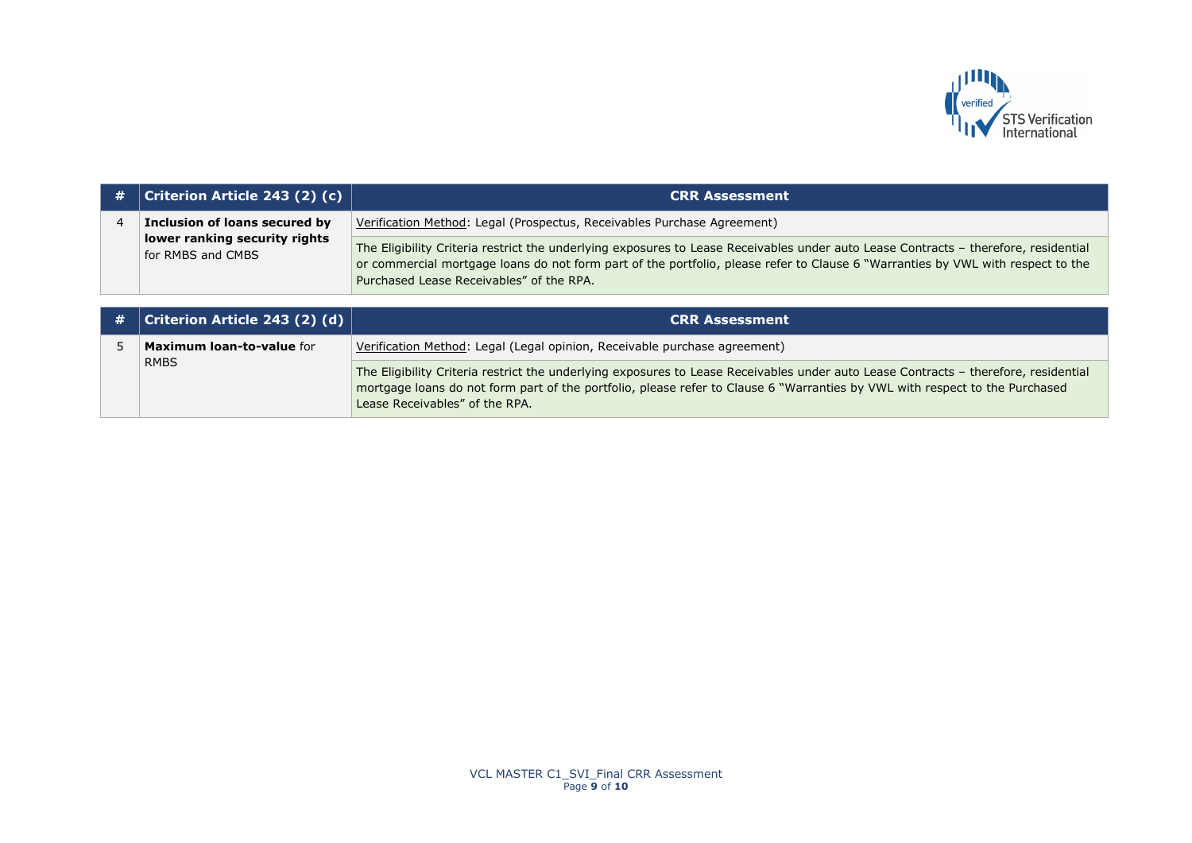| # | Criterion Article 243 (2) (c) | CRR Assessment |
|---|---|---|
| 4 | **Inclusion of loans secured by lower ranking security rights** for RMBS and CMBS | Verification Method: Legal (Prospectus, Receivables Purchase Agreement) |
| | | The Eligibility Criteria restrict the underlying exposures to Lease Receivables under auto Lease Contracts – therefore, residential or commercial mortgage loans do not form part of the portfolio, please refer to Clause 6 "Warranties by VWL with respect to the Purchased Lease Receivables" of the RPA. |

| # | Criterion Article 243 (2) (d) | CRR Assessment |
|---|---|---|
| 5 | **Maximum loan-to-value** for RMBS | Verification Method: Legal (Legal opinion, Receivable purchase agreement) |
| | | The Eligibility Criteria restrict the underlying exposures to Lease Receivables under auto Lease Contracts – therefore, residential mortgage loans do not form part of the portfolio, please refer to Clause 6 "Warranties by VWL with respect to the Purchased Lease Receivables" of the RPA. |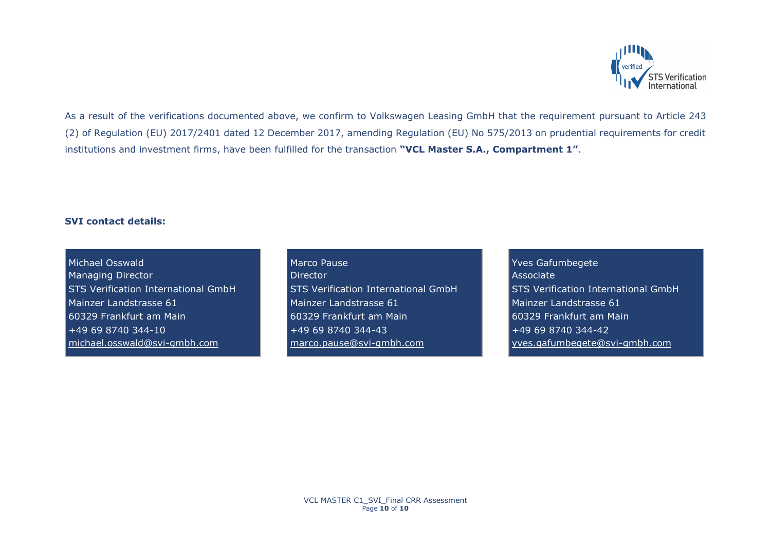As a result of the verifications documented above, we confirm to Volkswagen Leasing GmbH that the requirement pursuant to Article 243 (2) of Regulation (EU) 2017/2401 dated 12 December 2017, amending Regulation (EU) No 575/2013 on prudential requirements for credit institutions and investment firms, have been fulfilled for the transaction **"VCL Master S.A., Compartment 1"**.

**SVI contact details:**

| | | |
|---|---|---|
| Michael Osswald<br>Managing Director<br>STS Verification International GmbH<br>Mainzer Landstrasse 61<br>60329 Frankfurt am Main<br>+49 69 8740 344-10<br>michael.osswald@svi-gmbh.com | Marco Pause<br>Director<br>STS Verification International GmbH<br>Mainzer Landstrasse 61<br>60329 Frankfurt am Main<br>+49 69 8740 344-43<br>marco.pause@svi-gmbh.com | Yves Gafumbegete<br>Associate<br>STS Verification International GmbH<br>Mainzer Landstrasse 61<br>60329 Frankfurt am Main<br>+49 69 8740 344-42<br>yves.gafumbegete@svi-gmbh.com |